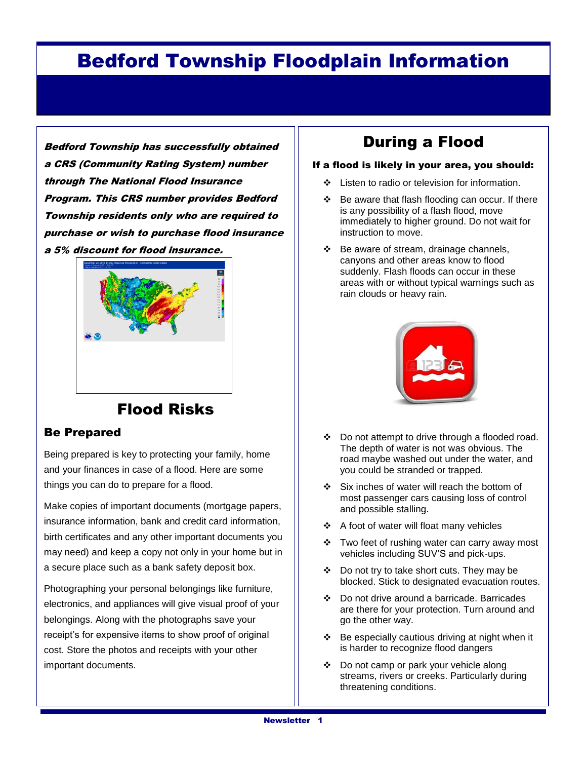# Bedford Township Floodplain Information

***Bedford Township has successfully obtained a CRS (Community Rating System) number through The National Flood Insurance Program. This CRS number provides Bedford Township residents only who are required to purchase or wish to purchase flood insurance a 5% discount for flood insurance.***

## Flood Risks

### Be Prepared

Being prepared is key to protecting your family, home and your finances in case of a flood. Here are some things you can do to prepare for a flood.

Make copies of important documents (mortgage papers, insurance information, bank and credit card information, birth certificates and any other important documents you may need) and keep a copy not only in your home but in a secure place such as a bank safety deposit box.

Photographing your personal belongings like furniture, electronics, and appliances will give visual proof of your belongings. Along with the photographs save your receipt's for expensive items to show proof of original cost. Store the photos and receipts with your other important documents.

## During a Flood

**If a flood is likely in your area, you should:**

- Listen to radio or television for information.
- Be aware that flash flooding can occur. If there is any possibility of a flash flood, move immediately to higher ground. Do not wait for instruction to move.
- Be aware of stream, drainage channels, canyons and other areas know to flood suddenly. Flash floods can occur in these areas with or without typical warnings such as rain clouds or heavy rain.
- Do not attempt to drive through a flooded road. The depth of water is not was obvious. The road maybe washed out under the water, and you could be stranded or trapped.
- Six inches of water will reach the bottom of most passenger cars causing loss of control and possible stalling.
- A foot of water will float many vehicles
- Two feet of rushing water can carry away most vehicles including SUV'S and pick-ups.
- Do not try to take short cuts. They may be blocked. Stick to designated evacuation routes.
- Do not drive around a barricade. Barricades are there for your protection. Turn around and go the other way.
- Be especially cautious driving at night when it is harder to recognize flood dangers
- Do not camp or park your vehicle along streams, rivers or creeks. Particularly during threatening conditions.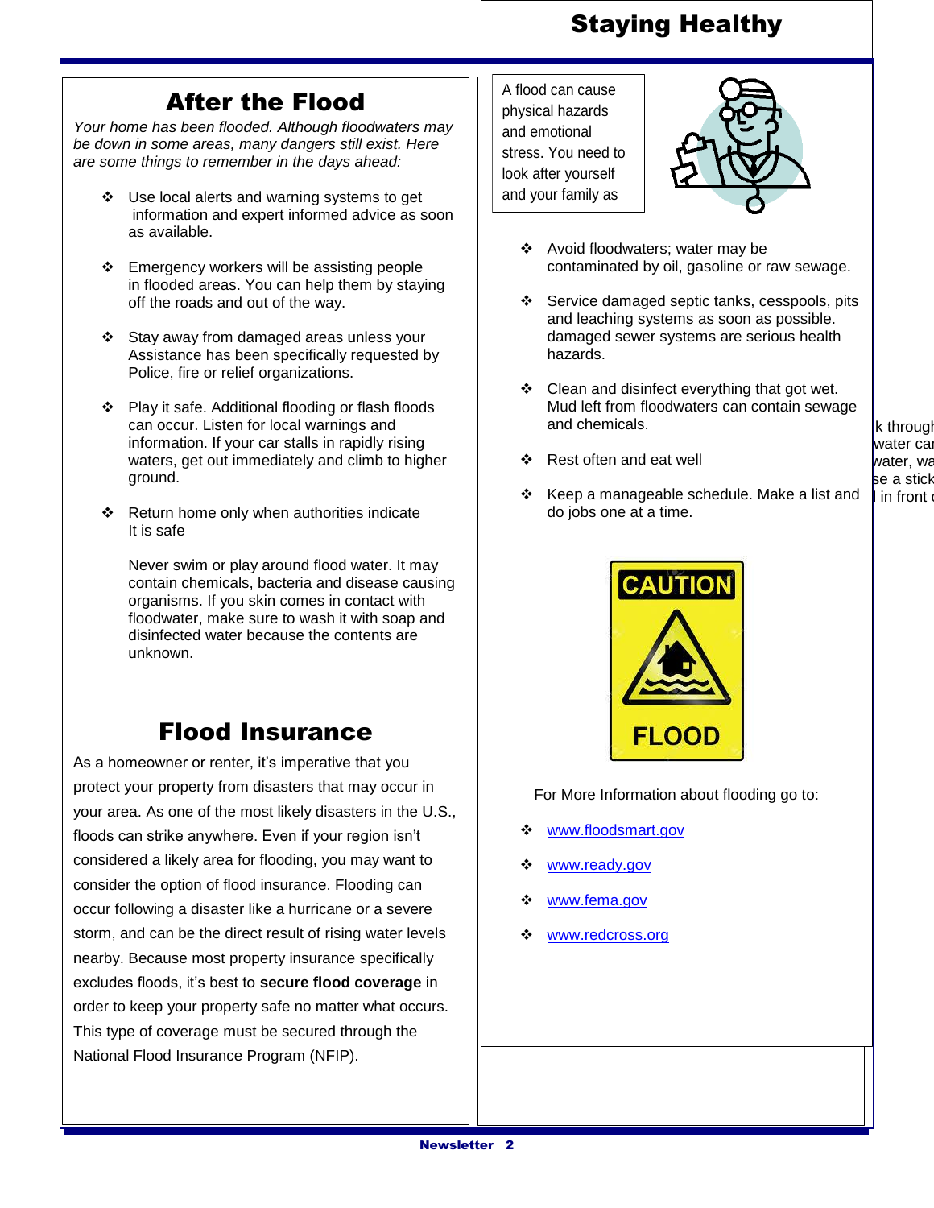# Staying Healthy

## After the Flood

*Your home has been flooded. Although floodwaters may be down in some areas, many dangers still exist. Here are some things to remember in the days ahead:*

- Use local alerts and warning systems to get information and expert informed advice as soon as available.
- Emergency workers will be assisting people in flooded areas. You can help them by staying off the roads and out of the way.
- Stay away from damaged areas unless your Assistance has been specifically requested by Police, fire or relief organizations.
- Play it safe. Additional flooding or flash floods can occur. Listen for local warnings and information. If your car stalls in rapidly rising waters, get out immediately and climb to higher ground.
- Return home only when authorities indicate It is safe

Never swim or play around flood water. It may contain chemicals, bacteria and disease causing organisms. If you skin comes in contact with floodwater, make sure to wash it with soap and disinfected water because the contents are unknown.

## Flood Insurance

As a homeowner or renter, it's imperative that you protect your property from disasters that may occur in your area. As one of the most likely disasters in the U.S., floods can strike anywhere. Even if your region isn't considered a likely area for flooding, you may want to consider the option of flood insurance. Flooding can occur following a disaster like a hurricane or a severe storm, and can be the direct result of rising water levels nearby. Because most property insurance specifically excludes floods, it's best to **secure flood coverage** in order to keep your property safe no matter what occurs. This type of coverage must be secured through the National Flood Insurance Program (NFIP).

A flood can cause physical hazards and emotional stress. You need to look after yourself and your family as

- Avoid floodwaters; water may be contaminated by oil, gasoline or raw sewage.
- Service damaged septic tanks, cesspools, pits and leaching systems as soon as possible. damaged sewer systems are serious health hazards.
- Clean and disinfect everything that got wet. Mud left from floodwaters can contain sewage and chemicals.
- Rest often and eat well
- Keep a manageable schedule. Make a list and do jobs one at a time.

CAUTION

FLOOD

For More Information about flooding go to:

- www.floodsmart.gov
- www.ready.gov
- www.fema.gov
- www.redcross.org

k through
water ca
water, wa
se a stick
l in front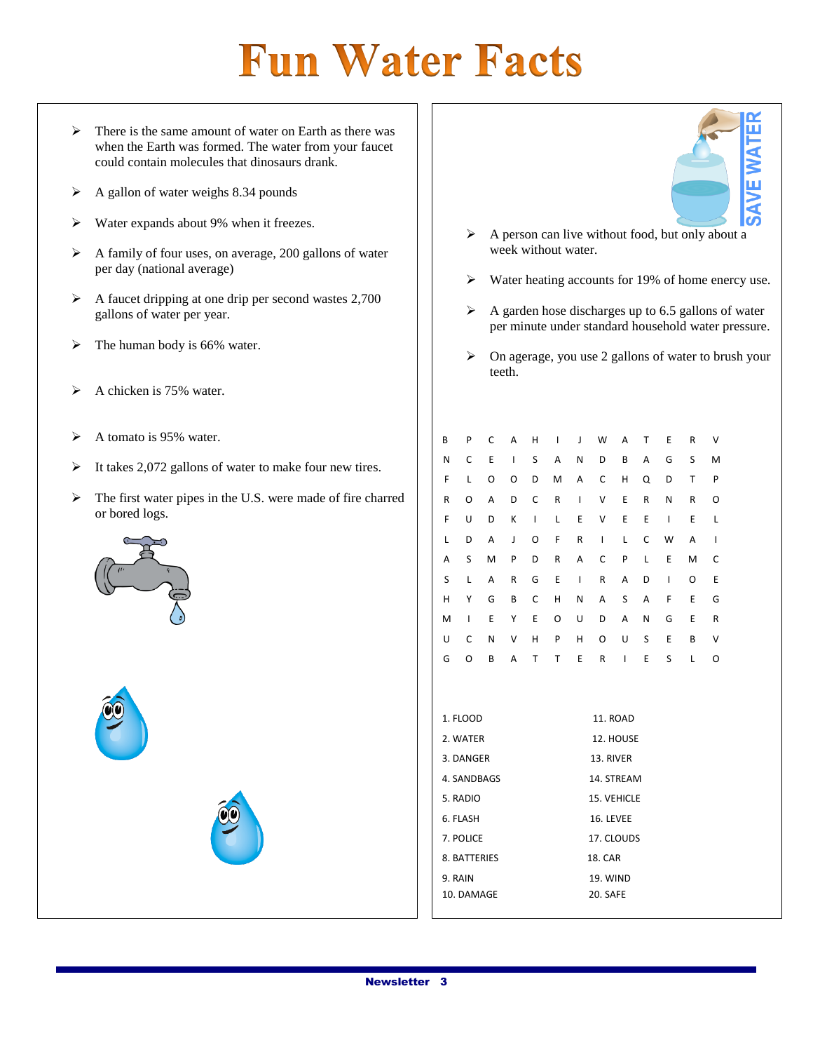# Fun Water Facts

- There is the same amount of water on Earth as there was when the Earth was formed. The water from your faucet could contain molecules that dinosaurs drank.
- A gallon of water weighs 8.34 pounds
- Water expands about 9% when it freezes.
- A family of four uses, on average, 200 gallons of water per day (national average)
- A faucet dripping at one drip per second wastes 2,700 gallons of water per year.
- The human body is 66% water.
- A chicken is 75% water.
- A tomato is 95% water.
- It takes 2,072 gallons of water to make four new tires.
- The first water pipes in the U.S. were made of fire charred or bored logs.

SAVE WATER

- A person can live without food, but only about a week without water.
- Water heating accounts for 19% of home energy use.
- A garden hose discharges up to 6.5 gallons of water per minute under standard household water pressure.
- On agerage, you use 2 gallons of water to brush your teeth.

| | | | | | | | | | | | | |
|---|---|---|---|---|---|---|---|---|---|---|---|---|
| B | P | C | A | H | I | J | W | A | T | E | R | V |
| N | C | E | I | S | A | N | D | B | A | G | S | M |
| F | L | O | O | D | M | A | C | H | Q | D | T | P |
| R | O | A | D | C | R | I | V | E | R | N | R | O |
| F | U | D | K | I | L | E | V | E | E | I | E | L |
| L | D | A | J | O | F | R | I | L | C | W | A | I |
| A | S | M | P | D | R | A | C | P | L | E | M | C |
| S | L | A | R | G | E | I | R | A | D | I | O | E |
| H | Y | G | B | C | H | N | A | S | A | F | E | G |
| M | I | E | Y | E | O | U | D | A | N | G | E | R |
| U | C | N | V | H | P | H | O | U | S | E | B | V |
| G | O | B | A | T | T | E | R | I | E | S | L | O |

1. FLOOD
2. WATER
3. DANGER
4. SANDBAGS
5. RADIO
6. FLASH
7. POLICE
8. BATTERIES
9. RAIN
10. DAMAGE
11. ROAD
12. HOUSE
13. RIVER
14. STREAM
15. VEHICLE
16. LEVEE
17. CLOUDS
18. CAR
19. WIND
20. SAFE